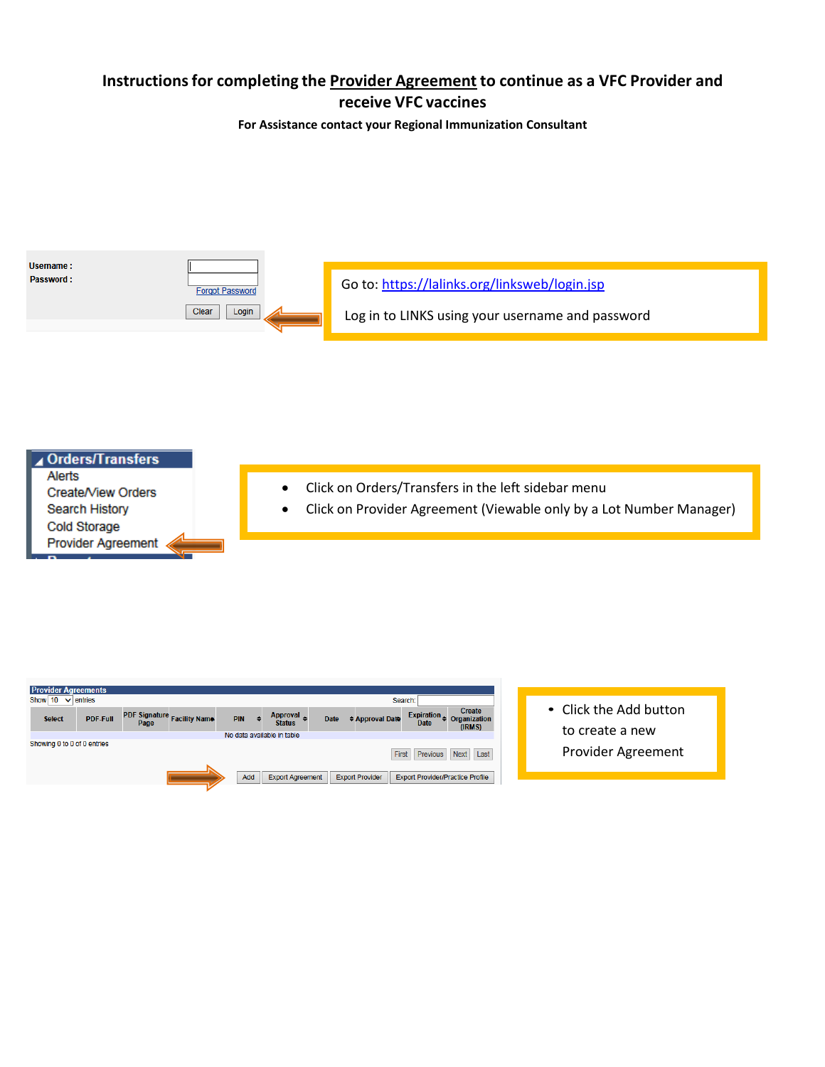# Instructions for completing the Provider Agreement to continue as a VFC Provider and receive VFC vaccines

**For Assistance contact your Regional Immunization Consultant**

Username :
Password :
Forgot Password
Clear Login

Go to: https://lalinks.org/linksweb/login.jsp

Log in to LINKS using your username and password

Orders/Transfers
Alerts
Create/View Orders
Search History
Cold Storage
Provider Agreement

- Click on Orders/Transfers in the left sidebar menu
- Click on Provider Agreement (Viewable only by a Lot Number Manager)

Provider Agreements
Show 10 entries Search:

| Select | PDF-Full | PDF Signature Page | Facility Name | PIN | Approval Status | Date | Approval Date | Expiration Date | Create Organization (IRMS) |
|---|---|---|---|---|---|---|---|---|---|
| No data available in table | | | | | | | | | |

Showing 0 to 0 of 0 entries
First Previous Next Last

Add | Export Agreement | Export Provider | Export Provider/Practice Profile

- Click the Add button to create a new Provider Agreement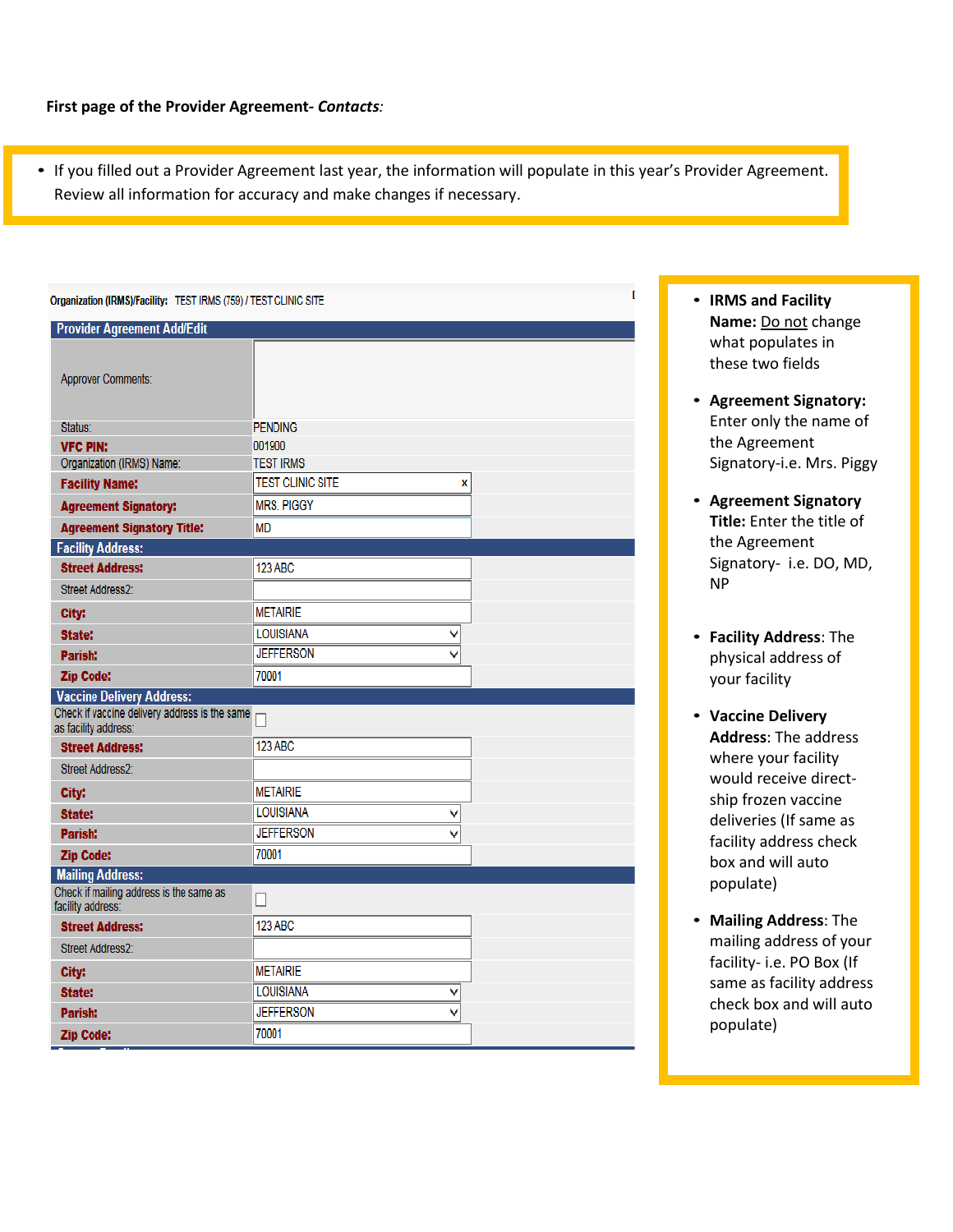**First page of the Provider Agreement- *Contacts*:**

- If you filled out a Provider Agreement last year, the information will populate in this year's Provider Agreement. Review all information for accuracy and make changes if necessary.

Organization (IRMS)/Facility: TEST IRMS (759) / TEST CLINIC SITE

**Provider Agreement Add/Edit**

| Field | Value |
|---|---|
| Approver Comments: | |
| Status: | PENDING |
| **VFC PIN:** | 001900 |
| Organization (IRMS) Name: | TEST IRMS |
| **Facility Name:** | TEST CLINIC SITE |
| **Agreement Signatory:** | MRS. PIGGY |
| **Agreement Signatory Title:** | MD |
| **Facility Address:** | |
| **Street Address:** | 123 ABC |
| Street Address2: | |
| **City:** | METAIRIE |
| **State:** | LOUISIANA |
| **Parish:** | JEFFERSON |
| **Zip Code:** | 70001 |
| **Vaccine Delivery Address:** | |
| Check if vaccine delivery address is the same as facility address: | ☐ |
| **Street Address:** | 123 ABC |
| Street Address2: | |
| **City:** | METAIRIE |
| **State:** | LOUISIANA |
| **Parish:** | JEFFERSON |
| **Zip Code:** | 70001 |
| **Mailing Address:** | |
| Check if mailing address is the same as facility address: | ☐ |
| **Street Address:** | 123 ABC |
| Street Address2: | |
| **City:** | METAIRIE |
| **State:** | LOUISIANA |
| **Parish:** | JEFFERSON |
| **Zip Code:** | 70001 |

- **IRMS and Facility Name:** Do not change what populates in these two fields
- **Agreement Signatory:** Enter only the name of the Agreement Signatory-i.e. Mrs. Piggy
- **Agreement Signatory Title:** Enter the title of the Agreement Signatory- i.e. DO, MD, NP
- **Facility Address**: The physical address of your facility
- **Vaccine Delivery Address**: The address where your facility would receive direct-ship frozen vaccine deliveries (If same as facility address check box and will auto populate)
- **Mailing Address**: The mailing address of your facility- i.e. PO Box (If same as facility address check box and will auto populate)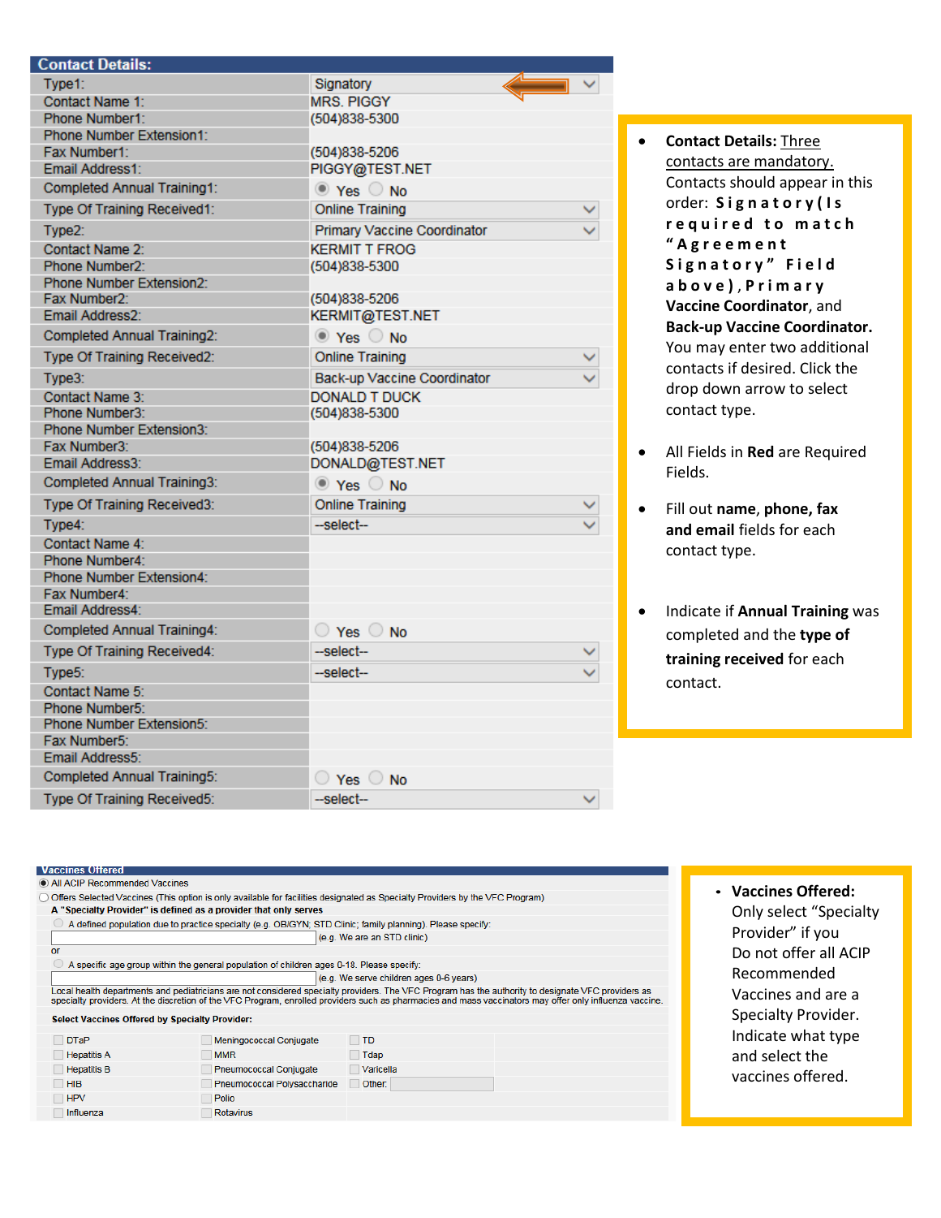## Contact Details:

| Field | Value |
| --- | --- |
| Type1: | Signatory |
| Contact Name 1: | MRS. PIGGY |
| Phone Number1: | (504)838-5300 |
| Phone Number Extension1: | |
| Fax Number1: | (504)838-5206 |
| Email Address1: | PIGGY@TEST.NET |
| Completed Annual Training1: | (•) Yes ( ) No |
| Type Of Training Received1: | Online Training |
| Type2: | Primary Vaccine Coordinator |
| Contact Name 2: | KERMIT T FROG |
| Phone Number2: | (504)838-5300 |
| Phone Number Extension2: | |
| Fax Number2: | (504)838-5206 |
| Email Address2: | KERMIT@TEST.NET |
| Completed Annual Training2: | (•) Yes ( ) No |
| Type Of Training Received2: | Online Training |
| Type3: | Back-up Vaccine Coordinator |
| Contact Name 3: | DONALD T DUCK |
| Phone Number3: | (504)838-5300 |
| Phone Number Extension3: | |
| Fax Number3: | (504)838-5206 |
| Email Address3: | DONALD@TEST.NET |
| Completed Annual Training3: | (•) Yes ( ) No |
| Type Of Training Received3: | Online Training |
| Type4: | --select-- |
| Contact Name 4: | |
| Phone Number4: | |
| Phone Number Extension4: | |
| Fax Number4: | |
| Email Address4: | |
| Completed Annual Training4: | ( ) Yes ( ) No |
| Type Of Training Received4: | --select-- |
| Type5: | --select-- |
| Contact Name 5: | |
| Phone Number5: | |
| Phone Number Extension5: | |
| Fax Number5: | |
| Email Address5: | |
| Completed Annual Training5: | ( ) Yes ( ) No |
| Type Of Training Received5: | --select-- |

- **Contact Details:** Three contacts are mandatory. Contacts should appear in this order: **Signatory(Is required to match "Agreement Signatory" Field above), Primary Vaccine Coordinator**, and **Back-up Vaccine Coordinator.** You may enter two additional contacts if desired. Click the drop down arrow to select contact type.
- All Fields in **Red** are Required Fields.
- Fill out **name**, **phone**, **fax and email** fields for each contact type.
- Indicate if **Annual Training** was completed and the **type of training received** for each contact.

## Vaccines Offered

(•) All ACIP Recommended Vaccines

( ) Offers Selected Vaccines (This option is only available for facilities designated as Specialty Providers by the VFC Program)

**A "Specialty Provider" is defined as a provider that only serves**

( ) A defined population due to practice specialty (e.g. OB/GYN; STD Clinic; family planning). Please specify:

[ ] (e.g. We are an STD clinic)

or

( ) A specific age group within the general population of children ages 0-18. Please specify:

[ ] (e.g. We serve children ages 0-6 years)

Local health departments and pediatricians are not considered specialty providers. The VFC Program has the authority to designate VFC providers as specialty providers. At the discretion of the VFC Program, enrolled providers such as pharmacies and mass vaccinators may offer only influenza vaccine.

**Select Vaccines Offered by Specialty Provider:**

| | | |
| --- | --- | --- |
| [ ] DTaP | [ ] Meningococcal Conjugate | [ ] TD |
| [ ] Hepatitis A | [ ] MMR | [ ] Tdap |
| [ ] Hepatitis B | [ ] Pneumococcal Conjugate | [ ] Varicella |
| [ ] HIB | [ ] Pneumococcal Polysaccharide | [ ] Other: |
| [ ] HPV | [ ] Polio | |
| [ ] Influenza | [ ] Rotavirus | |

- **Vaccines Offered:** Only select "Specialty Provider" if you Do not offer all ACIP Recommended Vaccines and are a Specialty Provider. Indicate what type and select the vaccines offered.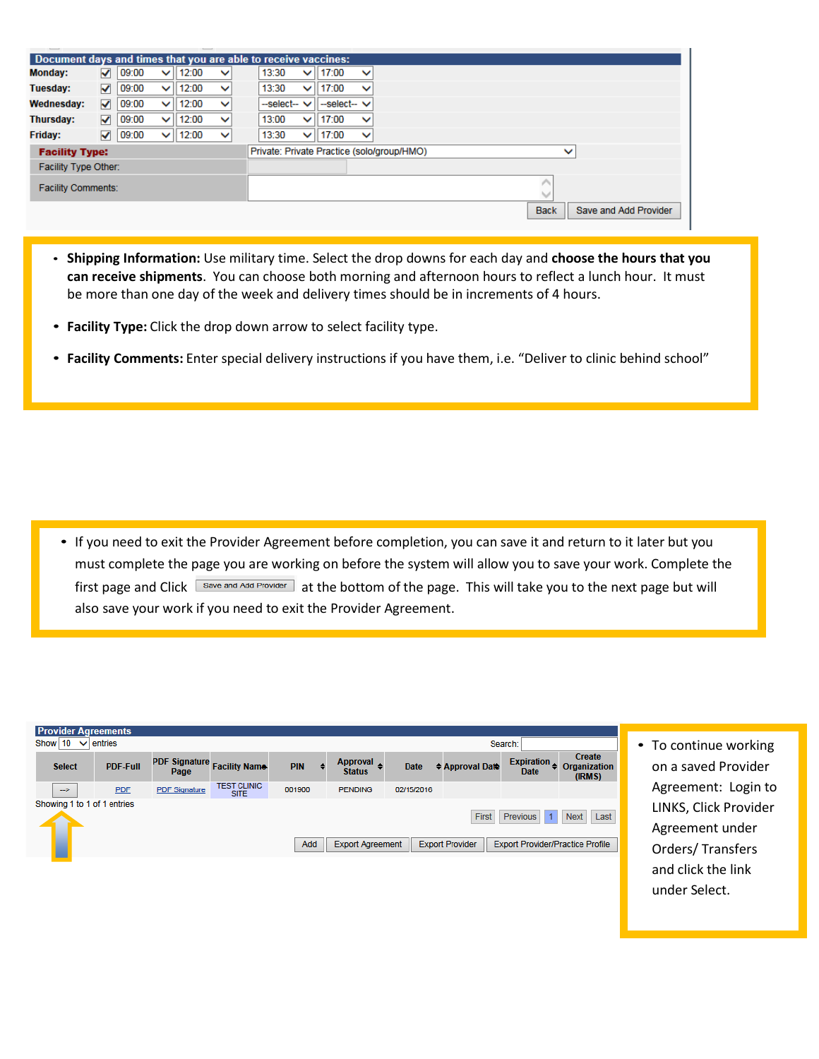**Document days and times that you are able to receive vaccines:**

| Day | | | | | |
|---|---|---|---|---|---|
| Monday: | ☑ | 09:00 | 12:00 | 13:30 | 17:00 |
| Tuesday: | ☑ | 09:00 | 12:00 | 13:30 | 17:00 |
| Wednesday: | ☑ | 09:00 | 12:00 | --select-- | --select-- |
| Thursday: | ☑ | 09:00 | 12:00 | 13:00 | 17:00 |
| Friday: | ☑ | 09:00 | 12:00 | 13:30 | 17:00 |

| | |
|---|---|
| **Facility Type:** | Private: Private Practice (solo/group/HMO) |
| Facility Type Other: | |
| Facility Comments: | |

Back | Save and Add Provider

- **Shipping Information:** Use military time. Select the drop downs for each day and **choose the hours that you can receive shipments**. You can choose both morning and afternoon hours to reflect a lunch hour. It must be more than one day of the week and delivery times should be in increments of 4 hours.
- **Facility Type:** Click the drop down arrow to select facility type.
- **Facility Comments:** Enter special delivery instructions if you have them, i.e. "Deliver to clinic behind school"

- If you need to exit the Provider Agreement before completion, you can save it and return to it later but you must complete the page you are working on before the system will allow you to save your work. Complete the first page and Click [Save and Add Provider] at the bottom of the page. This will take you to the next page but will also save your work if you need to exit the Provider Agreement.

**Provider Agreements**

Show 10 entries — Search:

| Select | PDF-Full | PDF Signature Page | Facility Name | PIN | Approval Status | Date | Approval Date | Expiration Date | Create Organization (IRMS) |
|---|---|---|---|---|---|---|---|---|---|
| --> | PDF | PDF Signature | TEST CLINIC SITE | 001900 | PENDING | 02/15/2016 | | | |

Showing 1 to 1 of 1 entries

First | Previous | 1 | Next | Last

Add | Export Agreement | Export Provider | Export Provider/Practice Profile

- To continue working on a saved Provider Agreement: Login to LINKS, Click Provider Agreement under Orders/ Transfers and click the link under Select.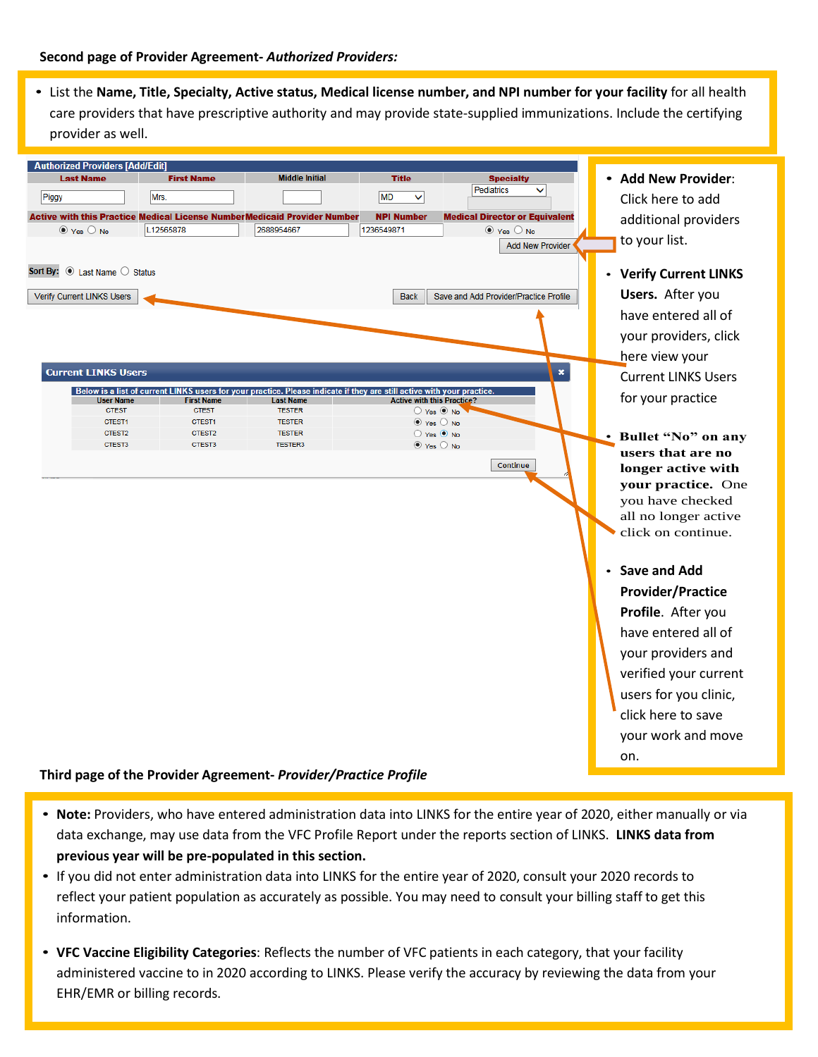**Second page of Provider Agreement-** ***Authorized Providers:***

- List the **Name, Title, Specialty, Active status, Medical license number, and NPI number for your facility** for all health care providers that have prescriptive authority and may provide state-supplied immunizations. Include the certifying provider as well.

**Authorized Providers [Add/Edit]**

| Last Name | First Name | Middle Initial | Title | Specialty |
|---|---|---|---|---|
| Piggy | Mrs. | | MD | Pediatrics |

| Active with this Practice | Medical License Number | Medicaid Provider Number | NPI Number | Medical Director or Equivalent |
|---|---|---|---|---|
| Yes | L12565878 | 2688954667 | 1236549871 | Yes |

Add New Provider

Sort By: Last Name / Status

Verify Current LINKS Users | Back | Save and Add Provider/Practice Profile

**Current LINKS Users**

Below is a list of current LINKS users for your practice. Please indicate if they are still active with this practice.

| User Name | First Name | Last Name | Active with this Practice? |
|---|---|---|---|
| CTEST | CTEST | TESTER | No |
| CTEST1 | CTEST1 | TESTER | Yes |
| CTEST2 | CTEST2 | TESTER | No |
| CTEST3 | CTEST3 | TESTER3 | Yes |

Continue

- **Add New Provider**: Click here to add additional providers to your list.
- **Verify Current LINKS Users.** After you have entered all of your providers, click here view your Current LINKS Users for your practice
- **Bullet "No" on any users that are no longer active with your practice.** One you have checked all no longer active click on continue.
- **Save and Add Provider/Practice Profile**. After you have entered all of your providers and verified your current users for you clinic, click here to save your work and move on.

**Third page of the Provider Agreement-** ***Provider/Practice Profile***

- **Note:** Providers, who have entered administration data into LINKS for the entire year of 2020, either manually or via data exchange, may use data from the VFC Profile Report under the reports section of LINKS. **LINKS data from previous year will be pre-populated in this section.**
- If you did not enter administration data into LINKS for the entire year of 2020, consult your 2020 records to reflect your patient population as accurately as possible. You may need to consult your billing staff to get this information.
- **VFC Vaccine Eligibility Categories**: Reflects the number of VFC patients in each category, that your facility administered vaccine to in 2020 according to LINKS. Please verify the accuracy by reviewing the data from your EHR/EMR or billing records.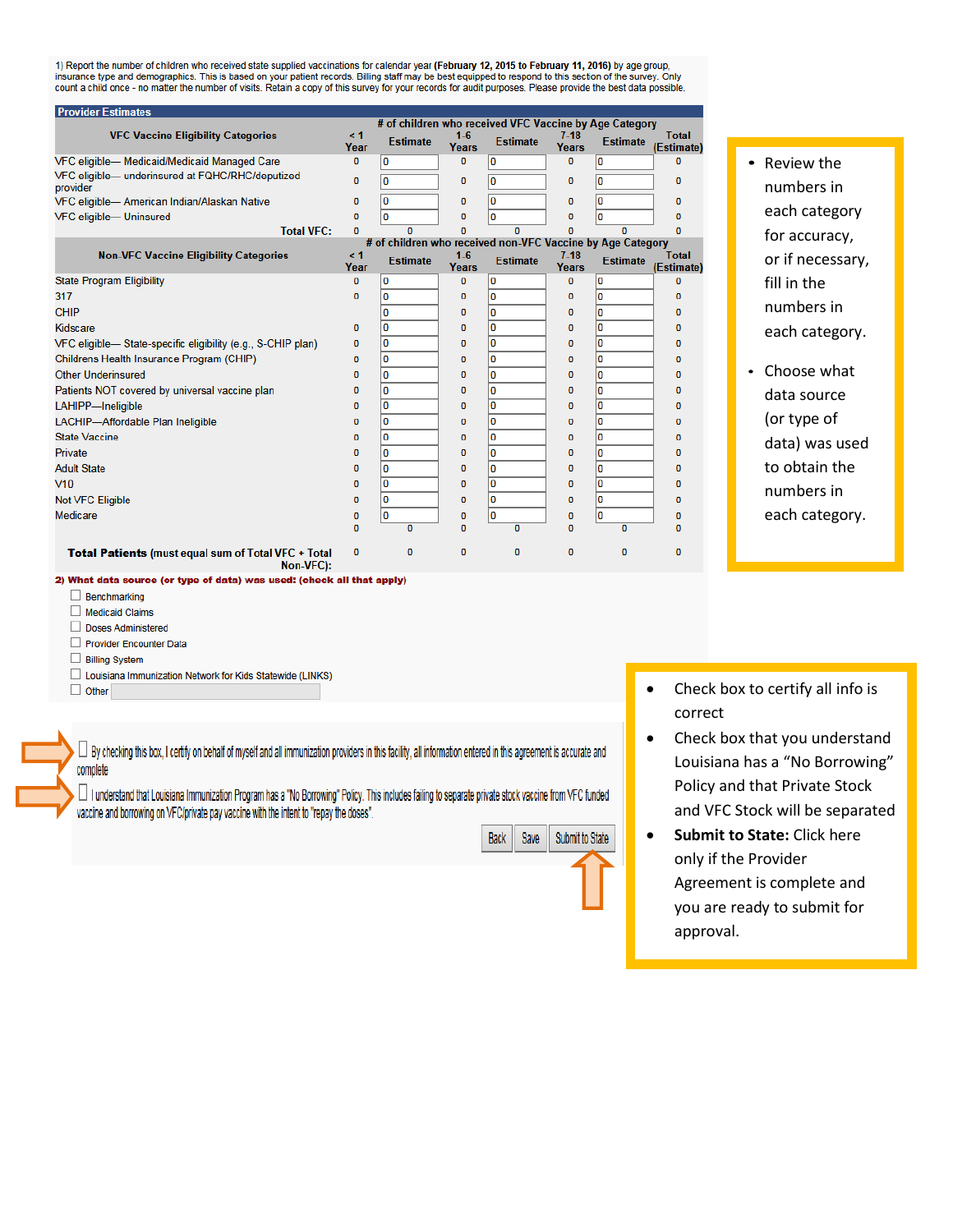1) Report the number of children who received state supplied vaccinations for calendar year **(February 12, 2015 to February 11, 2016)** by age group, insurance type and demographics. This is based on your patient records. Billing staff may be best equipped to respond to this section of the survey. Only count a child once - no matter the number of visits. Retain a copy of this survey for your records for audit purposes. Please provide the best data possible.

**Provider Estimates**

| VFC Vaccine Eligibility Categories | < 1 Year | Estimate | 1-6 Years | Estimate | 7-18 Years | Estimate | Total (Estimate) |
|---|---|---|---|---|---|---|---|
| VFC eligible— Medicaid/Medicaid Managed Care | 0 | 0 | 0 | 0 | 0 | 0 | 0 |
| VFC eligible— underinsured at FQHC/RHC/deputized provider | 0 | 0 | 0 | 0 | 0 | 0 | 0 |
| VFC eligible— American Indian/Alaskan Native | 0 | 0 | 0 | 0 | 0 | 0 | 0 |
| VFC eligible— Uninsured | 0 | 0 | 0 | 0 | 0 | 0 | 0 |
| Total VFC: | 0 | 0 | 0 | 0 | 0 | 0 | 0 |

| Non-VFC Vaccine Eligibility Categories | < 1 Year | Estimate | 1-6 Years | Estimate | 7-18 Years | Estimate | Total (Estimate) |
|---|---|---|---|---|---|---|---|
| State Program Eligibility | 0 | 0 | 0 | 0 | 0 | 0 | 0 |
| 317 | 0 | 0 | 0 | 0 | 0 | 0 | 0 |
| CHIP | | 0 | 0 | 0 | 0 | 0 | 0 |
| Kidscare | 0 | 0 | 0 | 0 | 0 | 0 | 0 |
| VFC eligible— State-specific eligibility (e.g., S-CHIP plan) | 0 | 0 | 0 | 0 | 0 | 0 | 0 |
| Childrens Health Insurance Program (CHIP) | 0 | 0 | 0 | 0 | 0 | 0 | 0 |
| Other Underinsured | 0 | 0 | 0 | 0 | 0 | 0 | 0 |
| Patients NOT covered by universal vaccine plan | 0 | 0 | 0 | 0 | 0 | 0 | 0 |
| LAHIPP—Ineligible | 0 | 0 | 0 | 0 | 0 | 0 | 0 |
| LACHIP—Affordable Plan Ineligible | 0 | 0 | 0 | 0 | 0 | 0 | 0 |
| State Vaccine | 0 | 0 | 0 | 0 | 0 | 0 | 0 |
| Private | 0 | 0 | 0 | 0 | 0 | 0 | 0 |
| Adult State | 0 | 0 | 0 | 0 | 0 | 0 | 0 |
| V10 | 0 | 0 | 0 | 0 | 0 | 0 | 0 |
| Not VFC Eligible | 0 | 0 | 0 | 0 | 0 | 0 | 0 |
| Medicare | 0 | 0 | 0 | 0 | 0 | 0 | 0 |
| | 0 | 0 | 0 | 0 | 0 | 0 | 0 |
| **Total Patients** (must equal sum of Total VFC + Total Non-VFC): | 0 | 0 | 0 | 0 | 0 | 0 | 0 |

**2) What data source (or type of data) was used: (check all that apply)**

- ☐ Benchmarking
- ☐ Medicaid Claims
- ☐ Doses Administered
- ☐ Provider Encounter Data
- ☐ Billing System
- ☐ Louisiana Immunization Network for Kids Statewide (LINKS)
- ☐ Other

☐ By checking this box, I certify on behalf of myself and all immunization providers in this facility, all information entered in this agreement is accurate and complete

☐ I understand that Louisiana Immunization Program has a "No Borrowing" Policy. This includes failing to separate private stock vaccine from VFC funded vaccine and borrowing on VFC/private pay vaccine with the intent to "repay the doses".

Back | Save | Submit to State

- Review the numbers in each category for accuracy, or if necessary, fill in the numbers in each category.
- Choose what data source (or type of data) was used to obtain the numbers in each category.

- Check box to certify all info is correct
- Check box that you understand Louisiana has a "No Borrowing" Policy and that Private Stock and VFC Stock will be separated
- **Submit to State:** Click here only if the Provider Agreement is complete and you are ready to submit for approval.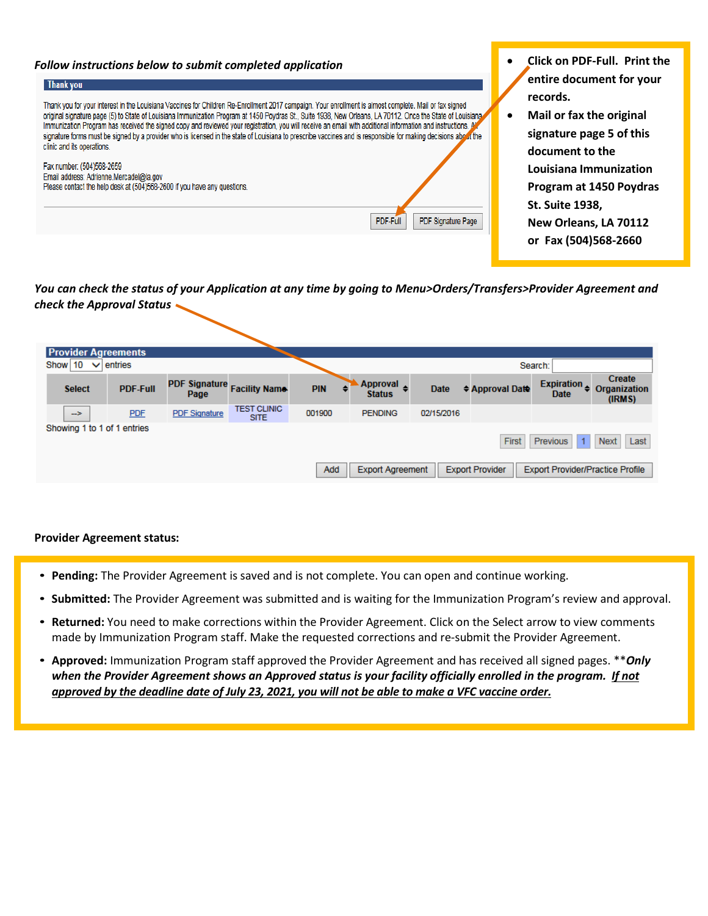*Follow instructions below to submit completed application*

**Thank you**

Thank you for your interest in the Louisiana Vaccines for Children Re-Enrollment 2017 campaign. Your enrollment is almost complete. Mail or fax signed original signature page (5) to State of Louisiana Immunization Program at 1450 Poydras St., Suite 1938, New Orleans, LA 70112. Once the State of Louisiana Immunization Program has received the signed copy and reviewed your registration, you will receive an email with additional information and instructions. All signature forms must be signed by a provider who is licensed in the state of Louisiana to prescribe vaccines and is responsible for making decisions about the clinic and its operations.

Fax number: (504)568-2659
Email address: Adrienne.Mercadel@la.gov
Please contact the help desk at (504)568-2600 if you have any questions.

PDF-Full | PDF Signature Page

- **Click on PDF-Full. Print the entire document for your records.**
- **Mail or fax the original signature page 5 of this document to the Louisiana Immunization Program at 1450 Poydras St. Suite 1938, New Orleans, LA 70112 or Fax (504)568-2660**

***You can check the status of your Application at any time by going to Menu>Orders/Transfers>Provider Agreement and check the Approval Status***

**Provider Agreements**

Show 10 entries — Search:

| Select | PDF-Full | PDF Signature Page | Facility Name | PIN | Approval Status | Date | Approval Date | Expiration Date | Create Organization (IRMS) |
|---|---|---|---|---|---|---|---|---|---|
| --> | PDF | PDF Signature | TEST CLINIC SITE | 001900 | PENDING | 02/15/2016 | | | |

Showing 1 to 1 of 1 entries

First | Previous | 1 | Next | Last

Add | Export Agreement | Export Provider | Export Provider/Practice Profile

**Provider Agreement status:**

- **Pending:** The Provider Agreement is saved and is not complete. You can open and continue working.
- **Submitted:** The Provider Agreement was submitted and is waiting for the Immunization Program's review and approval.
- **Returned:** You need to make corrections within the Provider Agreement. Click on the Select arrow to view comments made by Immunization Program staff. Make the requested corrections and re-submit the Provider Agreement.
- **Approved:** Immunization Program staff approved the Provider Agreement and has received all signed pages. ***\*\*Only when the Provider Agreement shows an Approved status is your facility officially enrolled in the program. If not approved by the deadline date of July 23, 2021, you will not be able to make a VFC vaccine order.***